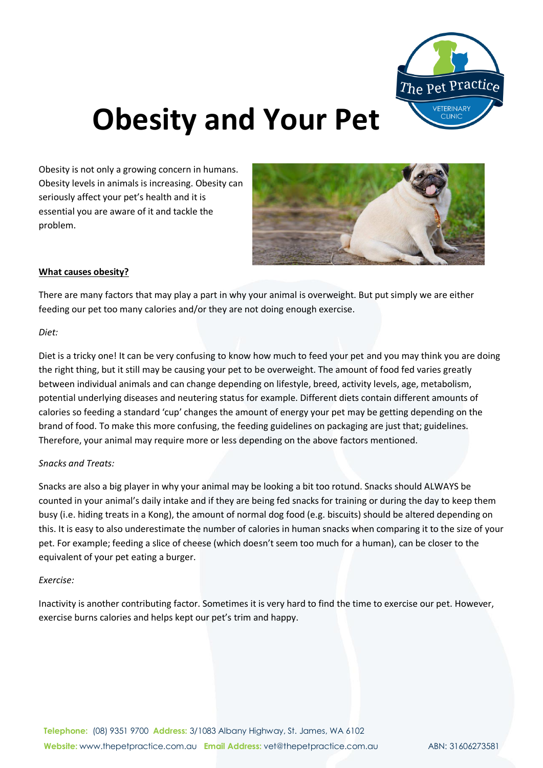# Obesity and Your Pet

Obesity is not only a growing concern in humans. Obesity levels in animals is increasing. Obesity can seriously affect your pet's health and it is essential you are aware of it and tackle the problem.

**What causes obesity?**

There are many factors that may play a part in why your animal is overweight. But put simply we are either feeding our pet too many calories and/or they are not doing enough exercise.

*Diet:*

Diet is a tricky one! It can be very confusing to know how much to feed your pet and you may think you are doing the right thing, but it still may be causing your pet to be overweight. The amount of food fed varies greatly between individual animals and can change depending on lifestyle, breed, activity levels, age, metabolism, potential underlying diseases and neutering status for example. Different diets contain different amounts of calories so feeding a standard 'cup' changes the amount of energy your pet may be getting depending on the brand of food. To make this more confusing, the feeding guidelines on packaging are just that; guidelines. Therefore, your animal may require more or less depending on the above factors mentioned.

*Snacks and Treats:*

Snacks are also a big player in why your animal may be looking a bit too rotund. Snacks should ALWAYS be counted in your animal's daily intake and if they are being fed snacks for training or during the day to keep them busy (i.e. hiding treats in a Kong), the amount of normal dog food (e.g. biscuits) should be altered depending on this. It is easy to also underestimate the number of calories in human snacks when comparing it to the size of your pet. For example; feeding a slice of cheese (which doesn't seem too much for a human), can be closer to the equivalent of your pet eating a burger.

*Exercise:*

Inactivity is another contributing factor. Sometimes it is very hard to find the time to exercise our pet. However, exercise burns calories and helps kept our pet's trim and happy.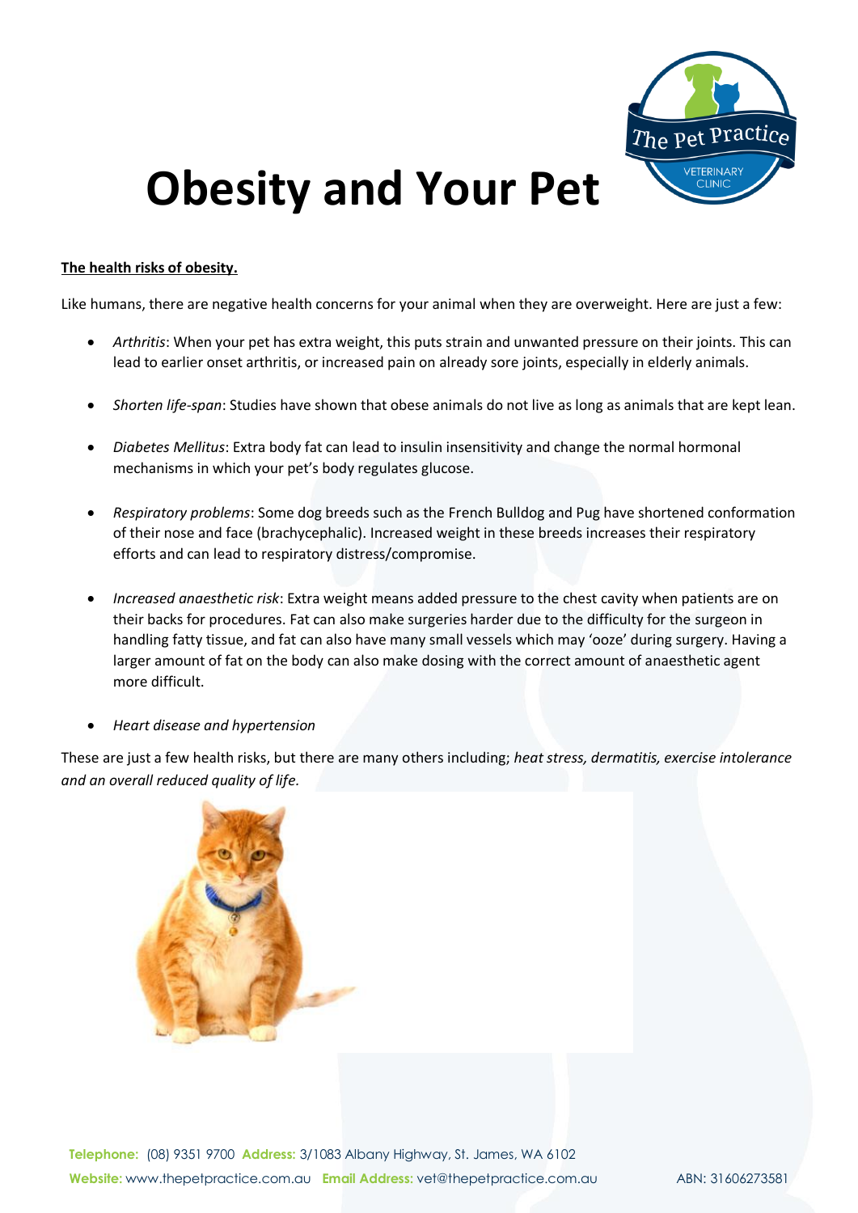# Obesity and Your Pet

**The health risks of obesity.**

Like humans, there are negative health concerns for your animal when they are overweight. Here are just a few:

- *Arthritis*: When your pet has extra weight, this puts strain and unwanted pressure on their joints. This can lead to earlier onset arthritis, or increased pain on already sore joints, especially in elderly animals.
- *Shorten life-span*: Studies have shown that obese animals do not live as long as animals that are kept lean.
- *Diabetes Mellitus*: Extra body fat can lead to insulin insensitivity and change the normal hormonal mechanisms in which your pet's body regulates glucose.
- *Respiratory problems*: Some dog breeds such as the French Bulldog and Pug have shortened conformation of their nose and face (brachycephalic). Increased weight in these breeds increases their respiratory efforts and can lead to respiratory distress/compromise.
- *Increased anaesthetic risk*: Extra weight means added pressure to the chest cavity when patients are on their backs for procedures. Fat can also make surgeries harder due to the difficulty for the surgeon in handling fatty tissue, and fat can also have many small vessels which may 'ooze' during surgery. Having a larger amount of fat on the body can also make dosing with the correct amount of anaesthetic agent more difficult.
- *Heart disease and hypertension*

These are just a few health risks, but there are many others including; *heat stress, dermatitis, exercise intolerance and an overall reduced quality of life.*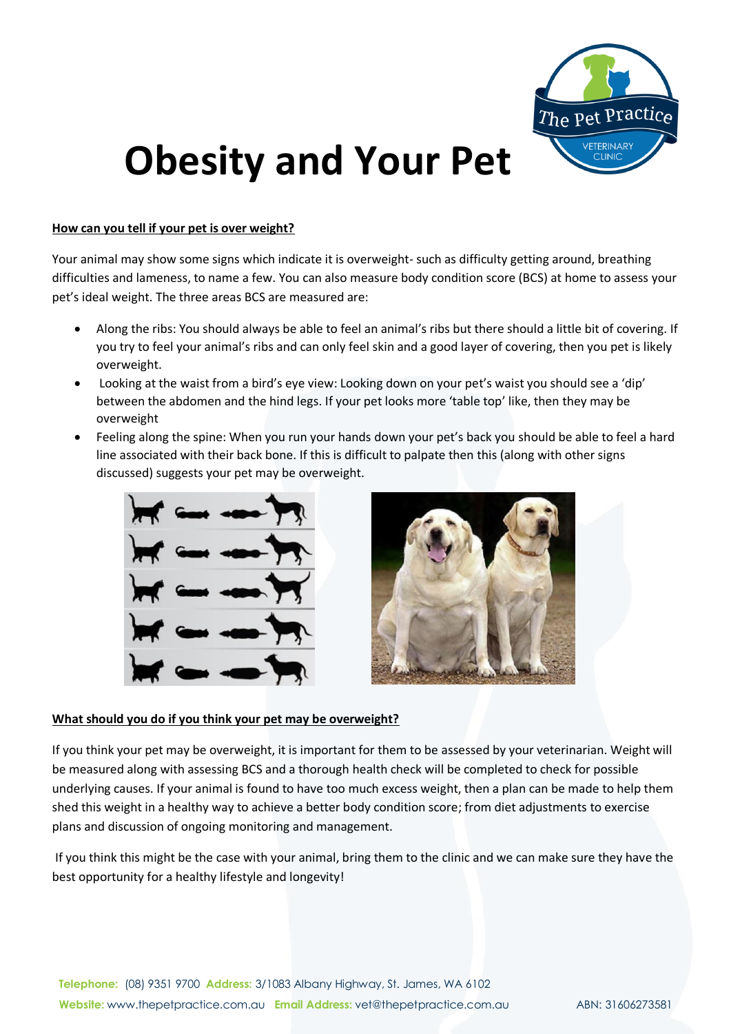# Obesity and Your Pet

**How can you tell if your pet is over weight?**

Your animal may show some signs which indicate it is overweight- such as difficulty getting around, breathing difficulties and lameness, to name a few. You can also measure body condition score (BCS) at home to assess your pet's ideal weight. The three areas BCS are measured are:

- Along the ribs: You should always be able to feel an animal's ribs but there should a little bit of covering. If you try to feel your animal's ribs and can only feel skin and a good layer of covering, then you pet is likely overweight.
- Looking at the waist from a bird's eye view: Looking down on your pet's waist you should see a 'dip' between the abdomen and the hind legs. If your pet looks more 'table top' like, then they may be overweight
- Feeling along the spine: When you run your hands down your pet's back you should be able to feel a hard line associated with their back bone. If this is difficult to palpate then this (along with other signs discussed) suggests your pet may be overweight.

**What should you do if you think your pet may be overweight?**

If you think your pet may be overweight, it is important for them to be assessed by your veterinarian. Weight will be measured along with assessing BCS and a thorough health check will be completed to check for possible underlying causes. If your animal is found to have too much excess weight, then a plan can be made to help them shed this weight in a healthy way to achieve a better body condition score; from diet adjustments to exercise plans and discussion of ongoing monitoring and management.

If you think this might be the case with your animal, bring them to the clinic and we can make sure they have the best opportunity for a healthy lifestyle and longevity!

**Telephone:** (08) 9351 9700 **Address:** 3/1083 Albany Highway, St. James, WA 6102
**Website:** www.thepetpractice.com.au **Email Address:** vet@thepetpractice.com.au ABN: 31606273581